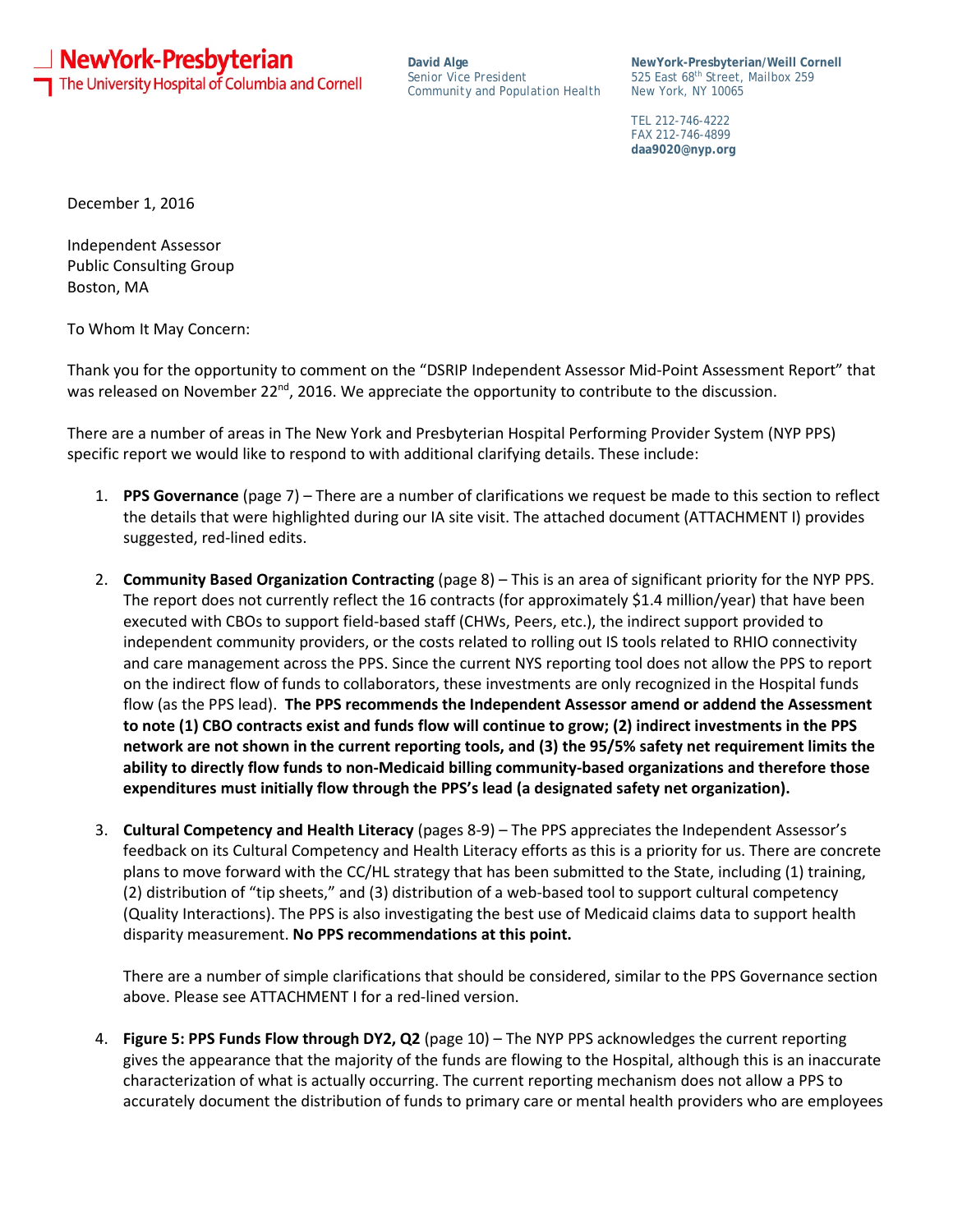**NewYork-Presbyterian**
The University Hospital of Columbia and Cornell

**David Alge**
Senior Vice President
Community and Population Health

**NewYork-Presbyterian/Weill Cornell**
525 East 68th Street, Mailbox 259
New York, NY 10065

TEL 212-746-4222
FAX 212-746-4899
**daa9020@nyp.org**

December 1, 2016

Independent Assessor
Public Consulting Group
Boston, MA

To Whom It May Concern:

Thank you for the opportunity to comment on the "DSRIP Independent Assessor Mid-Point Assessment Report" that was released on November 22nd, 2016. We appreciate the opportunity to contribute to the discussion.

There are a number of areas in The New York and Presbyterian Hospital Performing Provider System (NYP PPS) specific report we would like to respond to with additional clarifying details. These include:

1. **PPS Governance** (page 7) – There are a number of clarifications we request be made to this section to reflect the details that were highlighted during our IA site visit. The attached document (ATTACHMENT I) provides suggested, red-lined edits.

2. **Community Based Organization Contracting** (page 8) – This is an area of significant priority for the NYP PPS. The report does not currently reflect the 16 contracts (for approximately $1.4 million/year) that have been executed with CBOs to support field-based staff (CHWs, Peers, etc.), the indirect support provided to independent community providers, or the costs related to rolling out IS tools related to RHIO connectivity and care management across the PPS. Since the current NYS reporting tool does not allow the PPS to report on the indirect flow of funds to collaborators, these investments are only recognized in the Hospital funds flow (as the PPS lead). **The PPS recommends the Independent Assessor amend or addend the Assessment to note (1) CBO contracts exist and funds flow will continue to grow; (2) indirect investments in the PPS network are not shown in the current reporting tools, and (3) the 95/5% safety net requirement limits the ability to directly flow funds to non-Medicaid billing community-based organizations and therefore those expenditures must initially flow through the PPS's lead (a designated safety net organization).**

3. **Cultural Competency and Health Literacy** (pages 8-9) – The PPS appreciates the Independent Assessor's feedback on its Cultural Competency and Health Literacy efforts as this is a priority for us. There are concrete plans to move forward with the CC/HL strategy that has been submitted to the State, including (1) training, (2) distribution of "tip sheets," and (3) distribution of a web-based tool to support cultural competency (Quality Interactions). The PPS is also investigating the best use of Medicaid claims data to support health disparity measurement. **No PPS recommendations at this point.**

   There are a number of simple clarifications that should be considered, similar to the PPS Governance section above. Please see ATTACHMENT I for a red-lined version.

4. **Figure 5: PPS Funds Flow through DY2, Q2** (page 10) – The NYP PPS acknowledges the current reporting gives the appearance that the majority of the funds are flowing to the Hospital, although this is an inaccurate characterization of what is actually occurring. The current reporting mechanism does not allow a PPS to accurately document the distribution of funds to primary care or mental health providers who are employees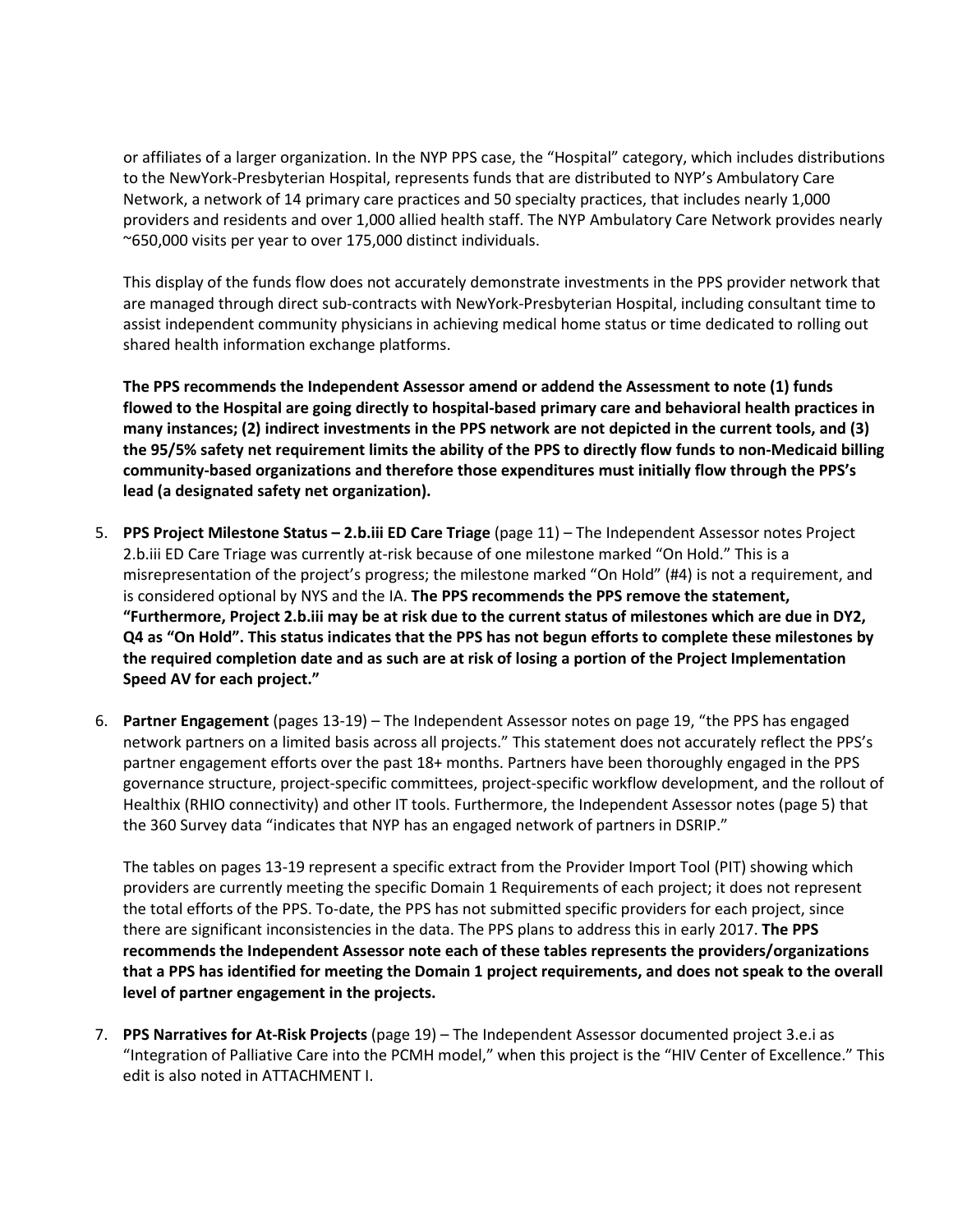or affiliates of a larger organization. In the NYP PPS case, the "Hospital" category, which includes distributions to the NewYork-Presbyterian Hospital, represents funds that are distributed to NYP's Ambulatory Care Network, a network of 14 primary care practices and 50 specialty practices, that includes nearly 1,000 providers and residents and over 1,000 allied health staff. The NYP Ambulatory Care Network provides nearly ~650,000 visits per year to over 175,000 distinct individuals.

This display of the funds flow does not accurately demonstrate investments in the PPS provider network that are managed through direct sub-contracts with NewYork-Presbyterian Hospital, including consultant time to assist independent community physicians in achieving medical home status or time dedicated to rolling out shared health information exchange platforms.

**The PPS recommends the Independent Assessor amend or addend the Assessment to note (1) funds flowed to the Hospital are going directly to hospital-based primary care and behavioral health practices in many instances; (2) indirect investments in the PPS network are not depicted in the current tools, and (3) the 95/5% safety net requirement limits the ability of the PPS to directly flow funds to non-Medicaid billing community-based organizations and therefore those expenditures must initially flow through the PPS's lead (a designated safety net organization).**

5. **PPS Project Milestone Status – 2.b.iii ED Care Triage** (page 11) – The Independent Assessor notes Project 2.b.iii ED Care Triage was currently at-risk because of one milestone marked "On Hold." This is a misrepresentation of the project's progress; the milestone marked "On Hold" (#4) is not a requirement, and is considered optional by NYS and the IA. **The PPS recommends the PPS remove the statement, "Furthermore, Project 2.b.iii may be at risk due to the current status of milestones which are due in DY2, Q4 as "On Hold". This status indicates that the PPS has not begun efforts to complete these milestones by the required completion date and as such are at risk of losing a portion of the Project Implementation Speed AV for each project."**

6. **Partner Engagement** (pages 13-19) – The Independent Assessor notes on page 19, "the PPS has engaged network partners on a limited basis across all projects." This statement does not accurately reflect the PPS's partner engagement efforts over the past 18+ months. Partners have been thoroughly engaged in the PPS governance structure, project-specific committees, project-specific workflow development, and the rollout of Healthix (RHIO connectivity) and other IT tools. Furthermore, the Independent Assessor notes (page 5) that the 360 Survey data "indicates that NYP has an engaged network of partners in DSRIP."

   The tables on pages 13-19 represent a specific extract from the Provider Import Tool (PIT) showing which providers are currently meeting the specific Domain 1 Requirements of each project; it does not represent the total efforts of the PPS. To-date, the PPS has not submitted specific providers for each project, since there are significant inconsistencies in the data. The PPS plans to address this in early 2017. **The PPS recommends the Independent Assessor note each of these tables represents the providers/organizations that a PPS has identified for meeting the Domain 1 project requirements, and does not speak to the overall level of partner engagement in the projects.**

7. **PPS Narratives for At-Risk Projects** (page 19) – The Independent Assessor documented project 3.e.i as "Integration of Palliative Care into the PCMH model," when this project is the "HIV Center of Excellence." This edit is also noted in ATTACHMENT I.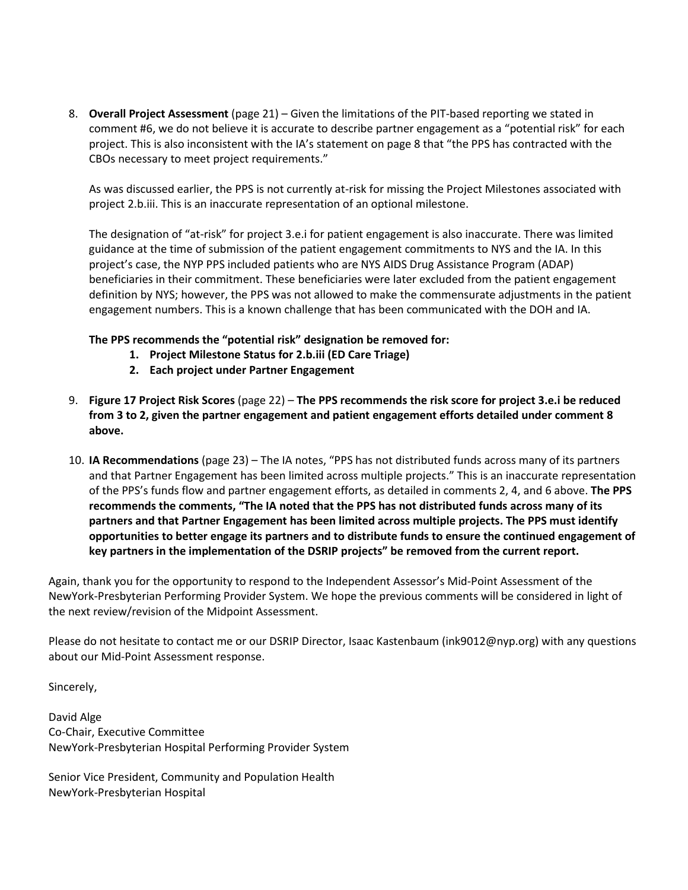8. **Overall Project Assessment** (page 21) – Given the limitations of the PIT-based reporting we stated in comment #6, we do not believe it is accurate to describe partner engagement as a "potential risk" for each project. This is also inconsistent with the IA's statement on page 8 that "the PPS has contracted with the CBOs necessary to meet project requirements."

   As was discussed earlier, the PPS is not currently at-risk for missing the Project Milestones associated with project 2.b.iii. This is an inaccurate representation of an optional milestone.

   The designation of "at-risk" for project 3.e.i for patient engagement is also inaccurate. There was limited guidance at the time of submission of the patient engagement commitments to NYS and the IA. In this project's case, the NYP PPS included patients who are NYS AIDS Drug Assistance Program (ADAP) beneficiaries in their commitment. These beneficiaries were later excluded from the patient engagement definition by NYS; however, the PPS was not allowed to make the commensurate adjustments in the patient engagement numbers. This is a known challenge that has been communicated with the DOH and IA.

   **The PPS recommends the "potential risk" designation be removed for:**

   1. **Project Milestone Status for 2.b.iii (ED Care Triage)**
   2. **Each project under Partner Engagement**

9. **Figure 17 Project Risk Scores** (page 22) – **The PPS recommends the risk score for project 3.e.i be reduced from 3 to 2, given the partner engagement and patient engagement efforts detailed under comment 8 above.**

10. **IA Recommendations** (page 23) – The IA notes, "PPS has not distributed funds across many of its partners and that Partner Engagement has been limited across multiple projects." This is an inaccurate representation of the PPS's funds flow and partner engagement efforts, as detailed in comments 2, 4, and 6 above. **The PPS recommends the comments, "The IA noted that the PPS has not distributed funds across many of its partners and that Partner Engagement has been limited across multiple projects. The PPS must identify opportunities to better engage its partners and to distribute funds to ensure the continued engagement of key partners in the implementation of the DSRIP projects" be removed from the current report.**

Again, thank you for the opportunity to respond to the Independent Assessor's Mid-Point Assessment of the NewYork-Presbyterian Performing Provider System. We hope the previous comments will be considered in light of the next review/revision of the Midpoint Assessment.

Please do not hesitate to contact me or our DSRIP Director, Isaac Kastenbaum (ink9012@nyp.org) with any questions about our Mid-Point Assessment response.

Sincerely,

David Alge
Co-Chair, Executive Committee
NewYork-Presbyterian Hospital Performing Provider System

Senior Vice President, Community and Population Health
NewYork-Presbyterian Hospital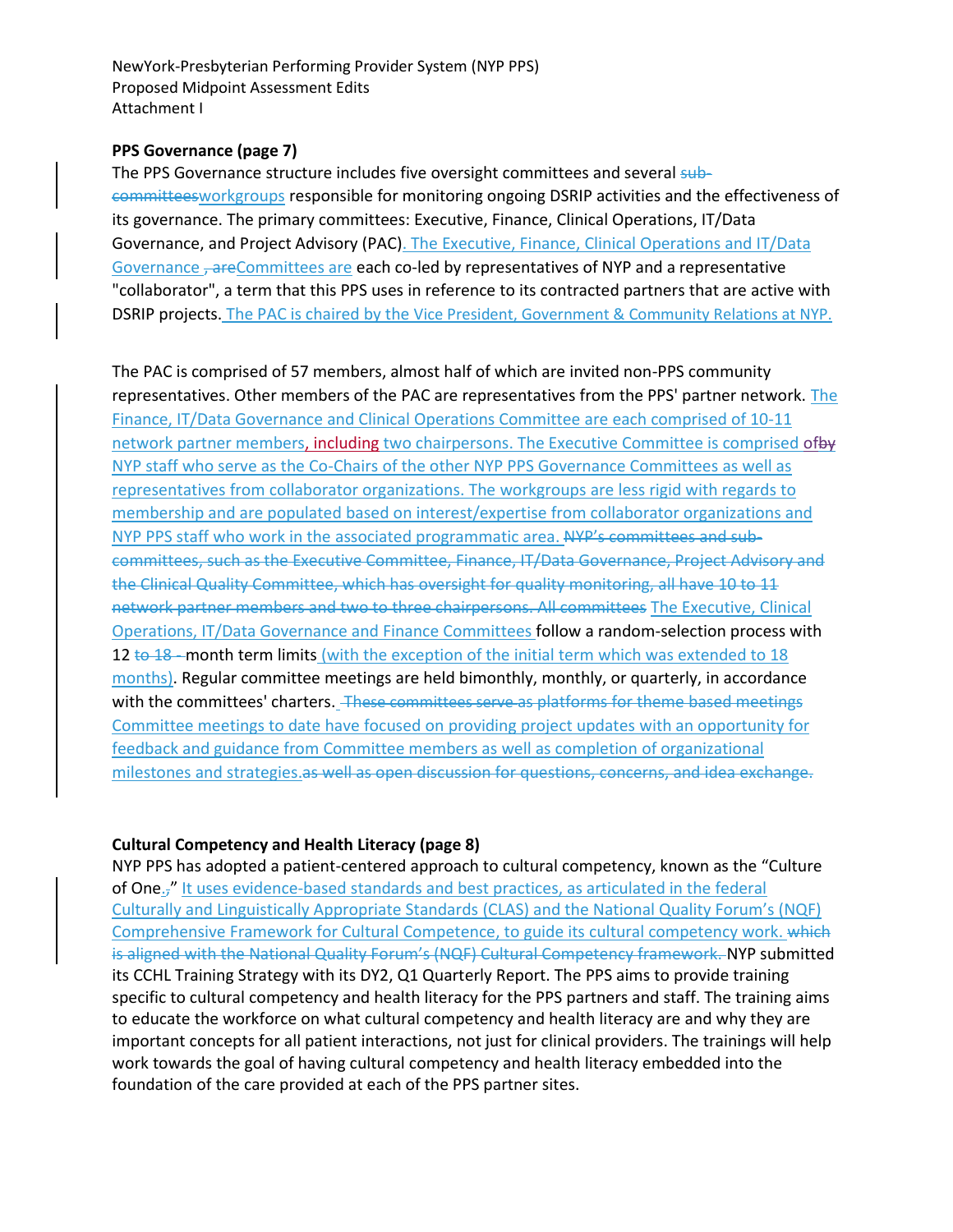NewYork-Presbyterian Performing Provider System (NYP PPS)
Proposed Midpoint Assessment Edits
Attachment I

**PPS Governance (page 7)**

The PPS Governance structure includes five oversight committees and several ~~sub-committees~~workgroups responsible for monitoring ongoing DSRIP activities and the effectiveness of its governance. The primary committees: Executive, Finance, Clinical Operations, IT/Data Governance, and Project Advisory (PAC). The Executive, Finance, Clinical Operations and IT/Data Governance ~~, are~~Committees are each co-led by representatives of NYP and a representative "collaborator", a term that this PPS uses in reference to its contracted partners that are active with DSRIP projects. The PAC is chaired by the Vice President, Government & Community Relations at NYP.

The PAC is comprised of 57 members, almost half of which are invited non-PPS community representatives. Other members of the PAC are representatives from the PPS' partner network. The Finance, IT/Data Governance and Clinical Operations Committee are each comprised of 10-11 network partner members, including two chairpersons. The Executive Committee is comprised of~~by~~ NYP staff who serve as the Co-Chairs of the other NYP PPS Governance Committees as well as representatives from collaborator organizations. The workgroups are less rigid with regards to membership and are populated based on interest/expertise from collaborator organizations and NYP PPS staff who work in the associated programmatic area. ~~NYP's committees and sub-committees, such as the Executive Committee, Finance, IT/Data Governance, Project Advisory and the Clinical Quality Committee, which has oversight for quality monitoring, all have 10 to 11 network partner members and two to three chairpersons. All committees~~ The Executive, Clinical Operations, IT/Data Governance and Finance Committees follow a random-selection process with 12 ~~to 18 -~~ month term limits (with the exception of the initial term which was extended to 18 months). Regular committee meetings are held bimonthly, monthly, or quarterly, in accordance with the committees' charters. ~~These committees serve as platforms for theme based meetings~~ Committee meetings to date have focused on providing project updates with an opportunity for feedback and guidance from Committee members as well as completion of organizational milestones and strategies.~~as well as open discussion for questions, concerns, and idea exchange.~~

**Cultural Competency and Health Literacy (page 8)**

NYP PPS has adopted a patient-centered approach to cultural competency, known as the "Culture of One.~~,~~" It uses evidence-based standards and best practices, as articulated in the federal Culturally and Linguistically Appropriate Standards (CLAS) and the National Quality Forum's (NQF) Comprehensive Framework for Cultural Competence, to guide its cultural competency work. ~~which is aligned with the National Quality Forum's (NQF) Cultural Competency framework.~~ NYP submitted its CCHL Training Strategy with its DY2, Q1 Quarterly Report. The PPS aims to provide training specific to cultural competency and health literacy for the PPS partners and staff. The training aims to educate the workforce on what cultural competency and health literacy are and why they are important concepts for all patient interactions, not just for clinical providers. The trainings will help work towards the goal of having cultural competency and health literacy embedded into the foundation of the care provided at each of the PPS partner sites.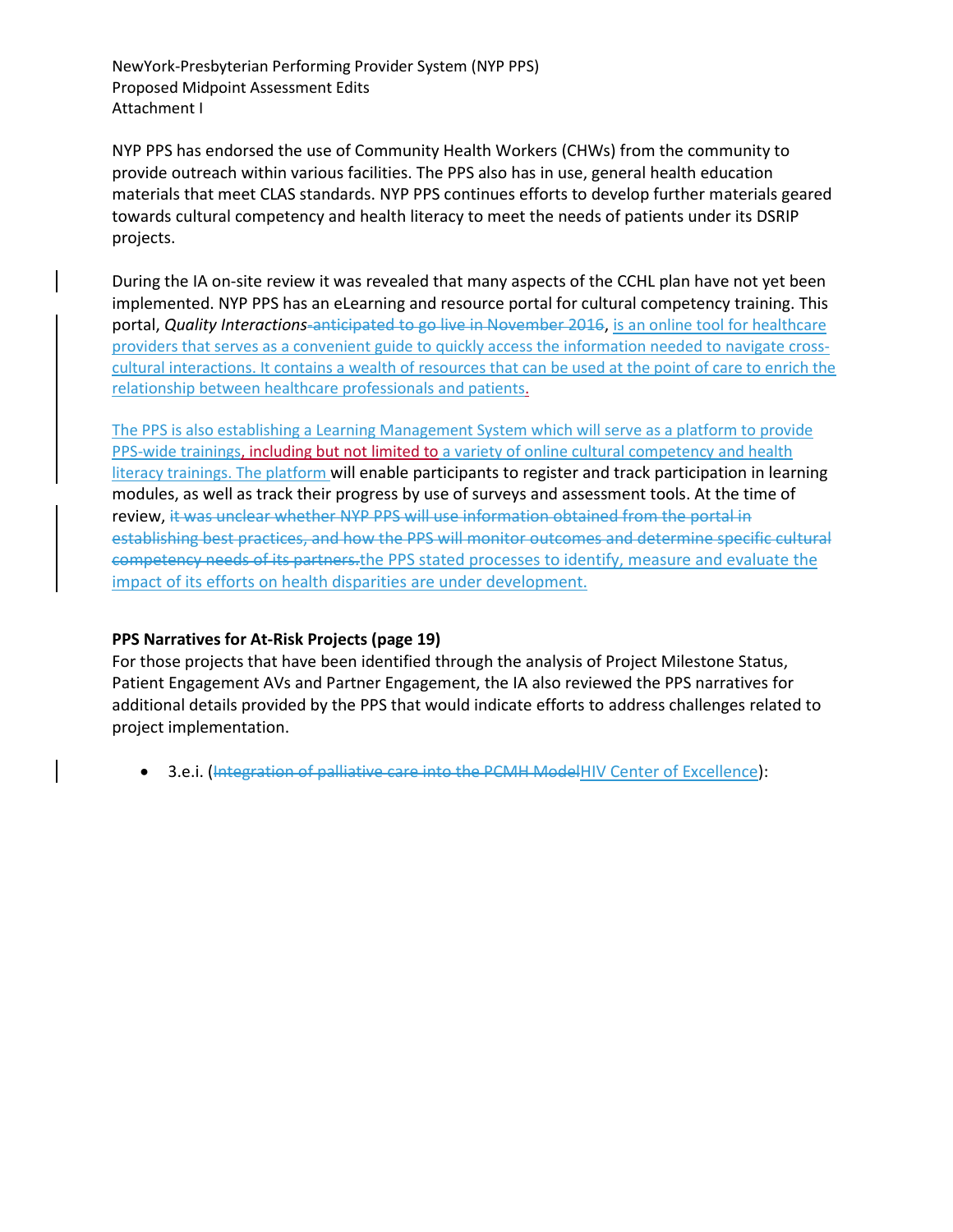NYP PPS has endorsed the use of Community Health Workers (CHWs) from the community to provide outreach within various facilities. The PPS also has in use, general health education materials that meet CLAS standards. NYP PPS continues efforts to develop further materials geared towards cultural competency and health literacy to meet the needs of patients under its DSRIP projects.

During the IA on-site review it was revealed that many aspects of the CCHL plan have not yet been implemented. NYP PPS has an eLearning and resource portal for cultural competency training. This portal, *Quality Interactions* ~~anticipated to go live in November 2016~~, is an online tool for healthcare providers that serves as a convenient guide to quickly access the information needed to navigate cross-cultural interactions. It contains a wealth of resources that can be used at the point of care to enrich the relationship between healthcare professionals and patients.

The PPS is also establishing a Learning Management System which will serve as a platform to provide PPS-wide trainings, including but not limited to a variety of online cultural competency and health literacy trainings. The platform will enable participants to register and track participation in learning modules, as well as track their progress by use of surveys and assessment tools. At the time of review, ~~it was unclear whether NYP PPS will use information obtained from the portal in establishing best practices, and how the PPS will monitor outcomes and determine specific cultural competency needs of its partners.~~ the PPS stated processes to identify, measure and evaluate the impact of its efforts on health disparities are under development.

**PPS Narratives for At-Risk Projects (page 19)**

For those projects that have been identified through the analysis of Project Milestone Status, Patient Engagement AVs and Partner Engagement, the IA also reviewed the PPS narratives for additional details provided by the PPS that would indicate efforts to address challenges related to project implementation.

- 3.e.i. (~~Integration of palliative care into the PCMH Model~~HIV Center of Excellence):